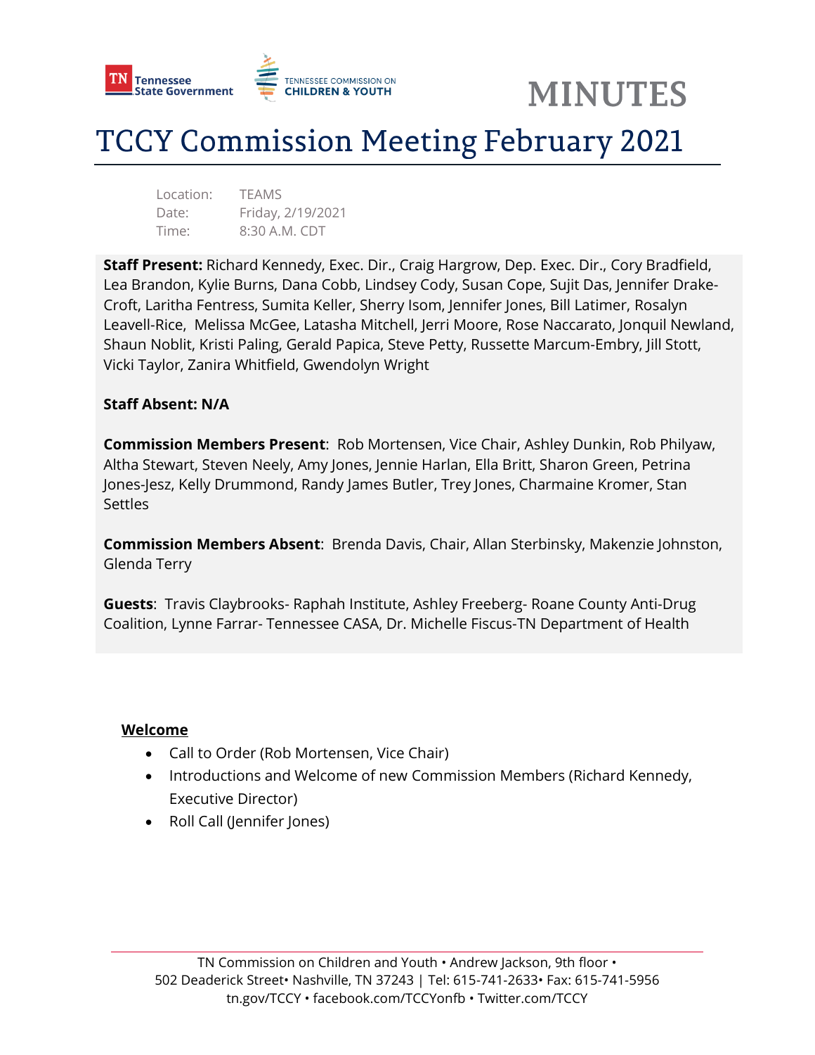# MINUTES

# TCCY Commission Meeting February 2021

Location: TEAMS
Date: Friday, 2/19/2021
Time: 8:30 A.M. CDT

**Staff Present:** Richard Kennedy, Exec. Dir., Craig Hargrow, Dep. Exec. Dir., Cory Bradfield, Lea Brandon, Kylie Burns, Dana Cobb, Lindsey Cody, Susan Cope, Sujit Das, Jennifer Drake-Croft, Laritha Fentress, Sumita Keller, Sherry Isom, Jennifer Jones, Bill Latimer, Rosalyn Leavell-Rice, Melissa McGee, Latasha Mitchell, Jerri Moore, Rose Naccarato, Jonquil Newland, Shaun Noblit, Kristi Paling, Gerald Papica, Steve Petty, Russette Marcum-Embry, Jill Stott, Vicki Taylor, Zanira Whitfield, Gwendolyn Wright

**Staff Absent: N/A**

**Commission Members Present**: Rob Mortensen, Vice Chair, Ashley Dunkin, Rob Philyaw, Altha Stewart, Steven Neely, Amy Jones, Jennie Harlan, Ella Britt, Sharon Green, Petrina Jones-Jesz, Kelly Drummond, Randy James Butler, Trey Jones, Charmaine Kromer, Stan Settles

**Commission Members Absent**: Brenda Davis, Chair, Allan Sterbinsky, Makenzie Johnston, Glenda Terry

**Guests**: Travis Claybrooks- Raphah Institute, Ashley Freeberg- Roane County Anti-Drug Coalition, Lynne Farrar- Tennessee CASA, Dr. Michelle Fiscus-TN Department of Health

**Welcome**

- Call to Order (Rob Mortensen, Vice Chair)
- Introductions and Welcome of new Commission Members (Richard Kennedy, Executive Director)
- Roll Call (Jennifer Jones)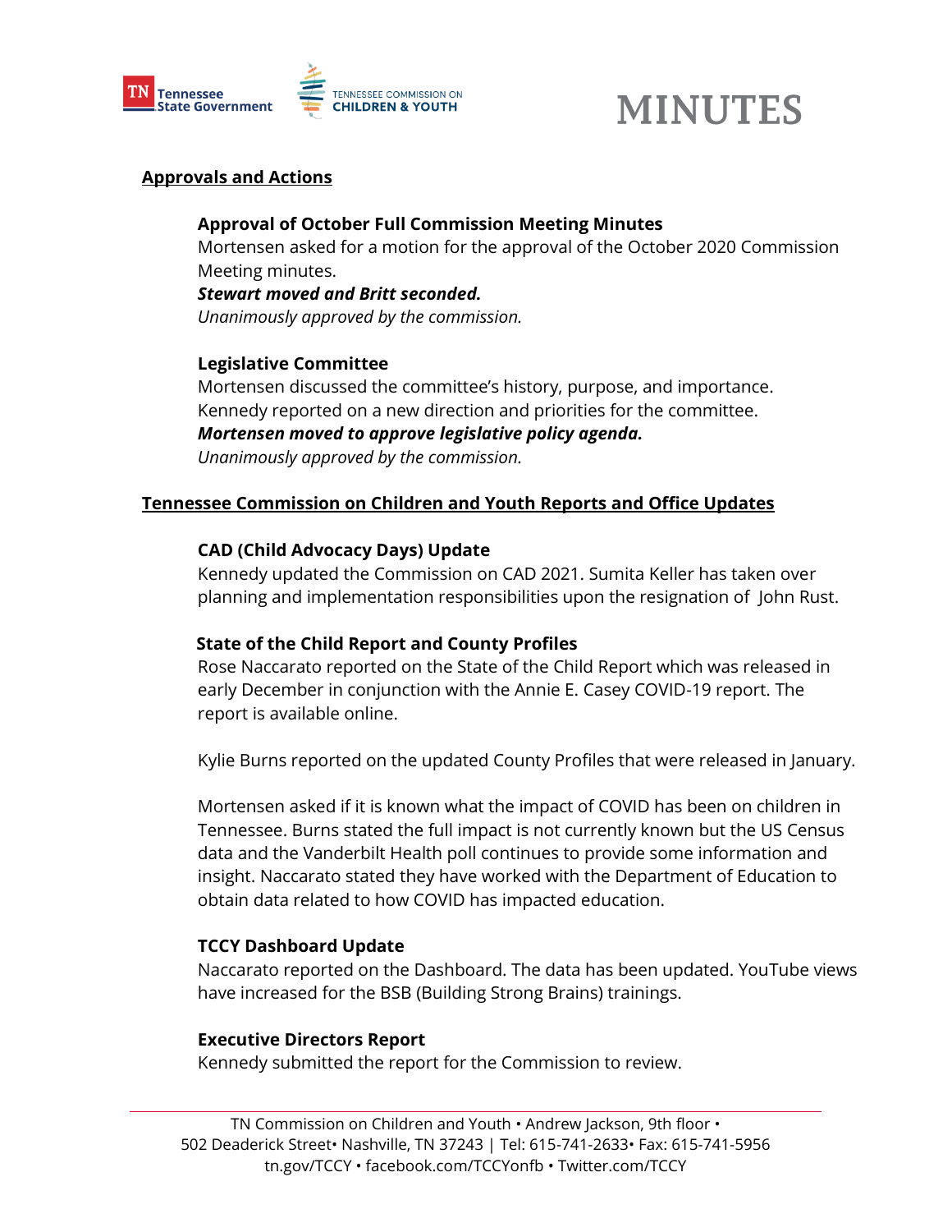## Approvals and Actions

### Approval of October Full Commission Meeting Minutes

Mortensen asked for a motion for the approval of the October 2020 Commission Meeting minutes.

***Stewart moved and Britt seconded.***

*Unanimously approved by the commission.*

### Legislative Committee

Mortensen discussed the committee's history, purpose, and importance. Kennedy reported on a new direction and priorities for the committee.

***Mortensen moved to approve legislative policy agenda.***

*Unanimously approved by the commission.*

## Tennessee Commission on Children and Youth Reports and Office Updates

### CAD (Child Advocacy Days) Update

Kennedy updated the Commission on CAD 2021. Sumita Keller has taken over planning and implementation responsibilities upon the resignation of John Rust.

### State of the Child Report and County Profiles

Rose Naccarato reported on the State of the Child Report which was released in early December in conjunction with the Annie E. Casey COVID-19 report. The report is available online.

Kylie Burns reported on the updated County Profiles that were released in January.

Mortensen asked if it is known what the impact of COVID has been on children in Tennessee. Burns stated the full impact is not currently known but the US Census data and the Vanderbilt Health poll continues to provide some information and insight. Naccarato stated they have worked with the Department of Education to obtain data related to how COVID has impacted education.

### TCCY Dashboard Update

Naccarato reported on the Dashboard. The data has been updated. YouTube views have increased for the BSB (Building Strong Brains) trainings.

### Executive Directors Report

Kennedy submitted the report for the Commission to review.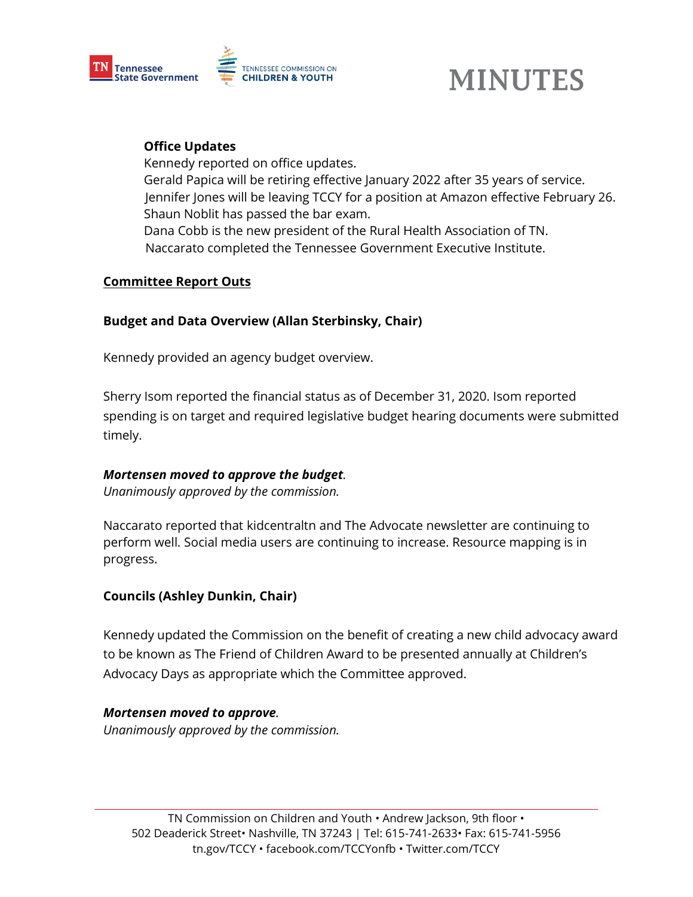**Office Updates**
Kennedy reported on office updates.
Gerald Papica will be retiring effective January 2022 after 35 years of service.
Jennifer Jones will be leaving TCCY for a position at Amazon effective February 26.
Shaun Noblit has passed the bar exam.
Dana Cobb is the new president of the Rural Health Association of TN.
Naccarato completed the Tennessee Government Executive Institute.

## Committee Report Outs

### Budget and Data Overview (Allan Sterbinsky, Chair)

Kennedy provided an agency budget overview.

Sherry Isom reported the financial status as of December 31, 2020. Isom reported spending is on target and required legislative budget hearing documents were submitted timely.

***Mortensen moved to approve the budget.***
*Unanimously approved by the commission.*

Naccarato reported that kidcentraltn and The Advocate newsletter are continuing to perform well. Social media users are continuing to increase. Resource mapping is in progress.

### Councils (Ashley Dunkin, Chair)

Kennedy updated the Commission on the benefit of creating a new child advocacy award to be known as The Friend of Children Award to be presented annually at Children's Advocacy Days as appropriate which the Committee approved.

***Mortensen moved to approve.***
*Unanimously approved by the commission.*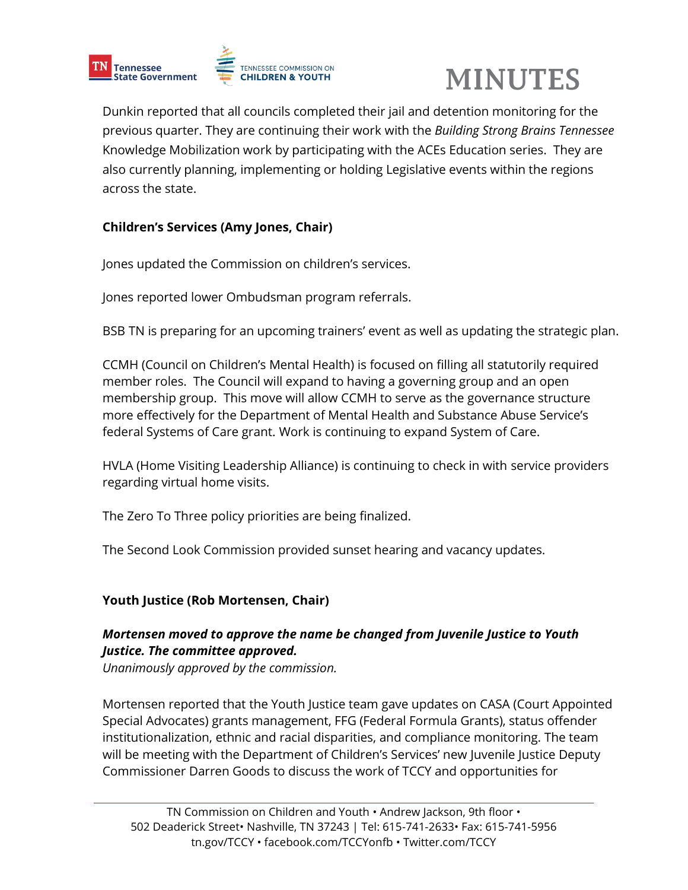Dunkin reported that all councils completed their jail and detention monitoring for the previous quarter. They are continuing their work with the *Building Strong Brains Tennessee* Knowledge Mobilization work by participating with the ACEs Education series. They are also currently planning, implementing or holding Legislative events within the regions across the state.

**Children's Services (Amy Jones, Chair)**

Jones updated the Commission on children's services.

Jones reported lower Ombudsman program referrals.

BSB TN is preparing for an upcoming trainers' event as well as updating the strategic plan.

CCMH (Council on Children's Mental Health) is focused on filling all statutorily required member roles. The Council will expand to having a governing group and an open membership group. This move will allow CCMH to serve as the governance structure more effectively for the Department of Mental Health and Substance Abuse Service's federal Systems of Care grant. Work is continuing to expand System of Care.

HVLA (Home Visiting Leadership Alliance) is continuing to check in with service providers regarding virtual home visits.

The Zero To Three policy priorities are being finalized.

The Second Look Commission provided sunset hearing and vacancy updates.

**Youth Justice (Rob Mortensen, Chair)**

***Mortensen moved to approve the name be changed from Juvenile Justice to Youth Justice. The committee approved.***
*Unanimously approved by the commission.*

Mortensen reported that the Youth Justice team gave updates on CASA (Court Appointed Special Advocates) grants management, FFG (Federal Formula Grants), status offender institutionalization, ethnic and racial disparities, and compliance monitoring. The team will be meeting with the Department of Children's Services' new Juvenile Justice Deputy Commissioner Darren Goods to discuss the work of TCCY and opportunities for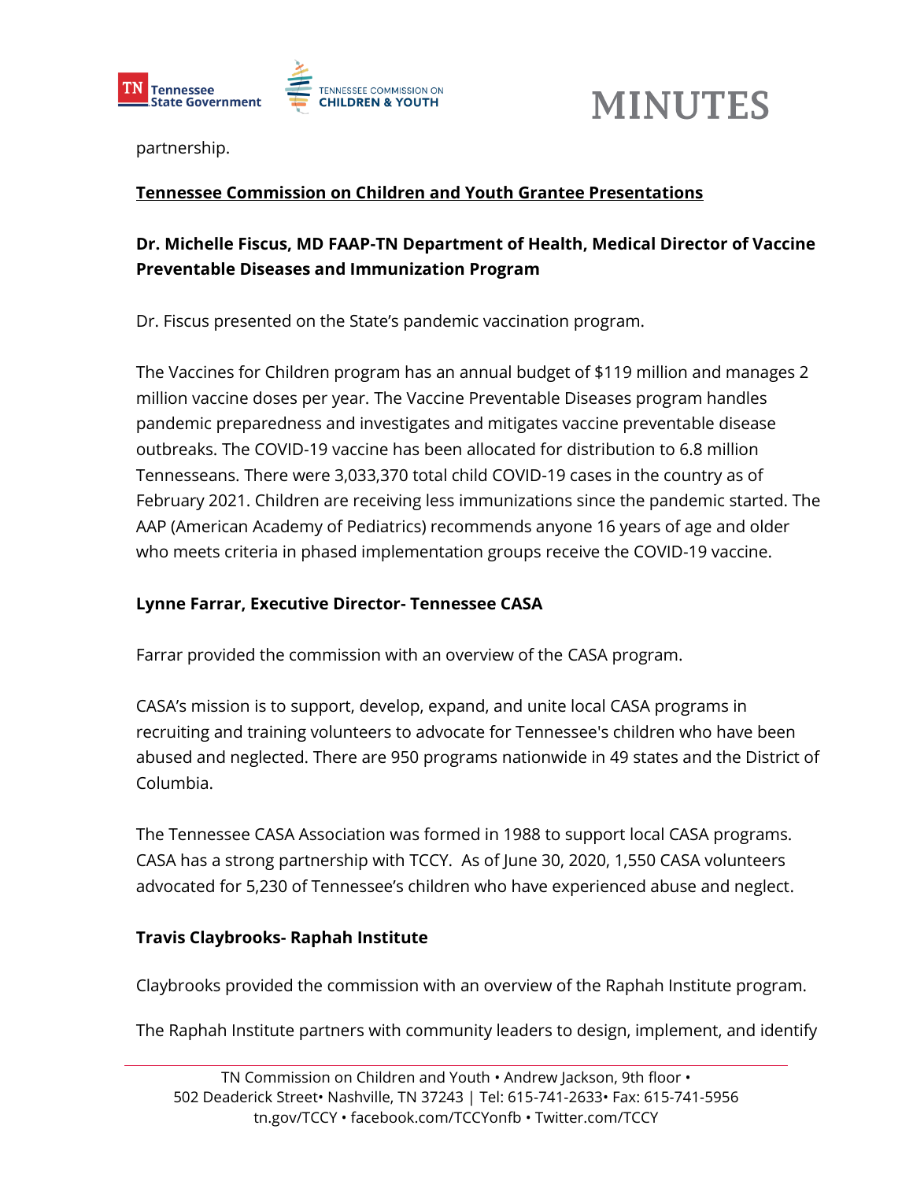partnership.

**Tennessee Commission on Children and Youth Grantee Presentations**

**Dr. Michelle Fiscus, MD FAAP-TN Department of Health, Medical Director of Vaccine Preventable Diseases and Immunization Program**

Dr. Fiscus presented on the State's pandemic vaccination program.

The Vaccines for Children program has an annual budget of $119 million and manages 2 million vaccine doses per year. The Vaccine Preventable Diseases program handles pandemic preparedness and investigates and mitigates vaccine preventable disease outbreaks. The COVID-19 vaccine has been allocated for distribution to 6.8 million Tennesseans. There were 3,033,370 total child COVID-19 cases in the country as of February 2021. Children are receiving less immunizations since the pandemic started. The AAP (American Academy of Pediatrics) recommends anyone 16 years of age and older who meets criteria in phased implementation groups receive the COVID-19 vaccine.

**Lynne Farrar, Executive Director- Tennessee CASA**

Farrar provided the commission with an overview of the CASA program.

CASA's mission is to support, develop, expand, and unite local CASA programs in recruiting and training volunteers to advocate for Tennessee's children who have been abused and neglected. There are 950 programs nationwide in 49 states and the District of Columbia.

The Tennessee CASA Association was formed in 1988 to support local CASA programs. CASA has a strong partnership with TCCY. As of June 30, 2020, 1,550 CASA volunteers advocated for 5,230 of Tennessee's children who have experienced abuse and neglect.

**Travis Claybrooks- Raphah Institute**

Claybrooks provided the commission with an overview of the Raphah Institute program.

The Raphah Institute partners with community leaders to design, implement, and identify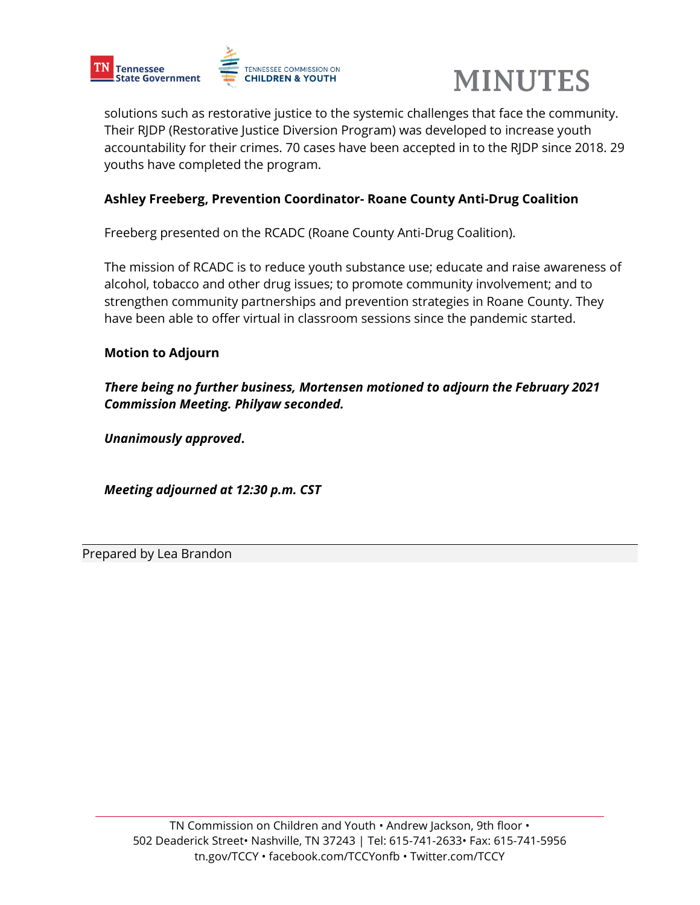solutions such as restorative justice to the systemic challenges that face the community. Their RJDP (Restorative Justice Diversion Program) was developed to increase youth accountability for their crimes. 70 cases have been accepted in to the RJDP since 2018. 29 youths have completed the program.

**Ashley Freeberg, Prevention Coordinator- Roane County Anti-Drug Coalition**

Freeberg presented on the RCADC (Roane County Anti-Drug Coalition).

The mission of RCADC is to reduce youth substance use; educate and raise awareness of alcohol, tobacco and other drug issues; to promote community involvement; and to strengthen community partnerships and prevention strategies in Roane County. They have been able to offer virtual in classroom sessions since the pandemic started.

**Motion to Adjourn**

***There being no further business, Mortensen motioned to adjourn the February 2021 Commission Meeting. Philyaw seconded.***

***Unanimously approved*.**

***Meeting adjourned at 12:30 p.m. CST***

Prepared by Lea Brandon